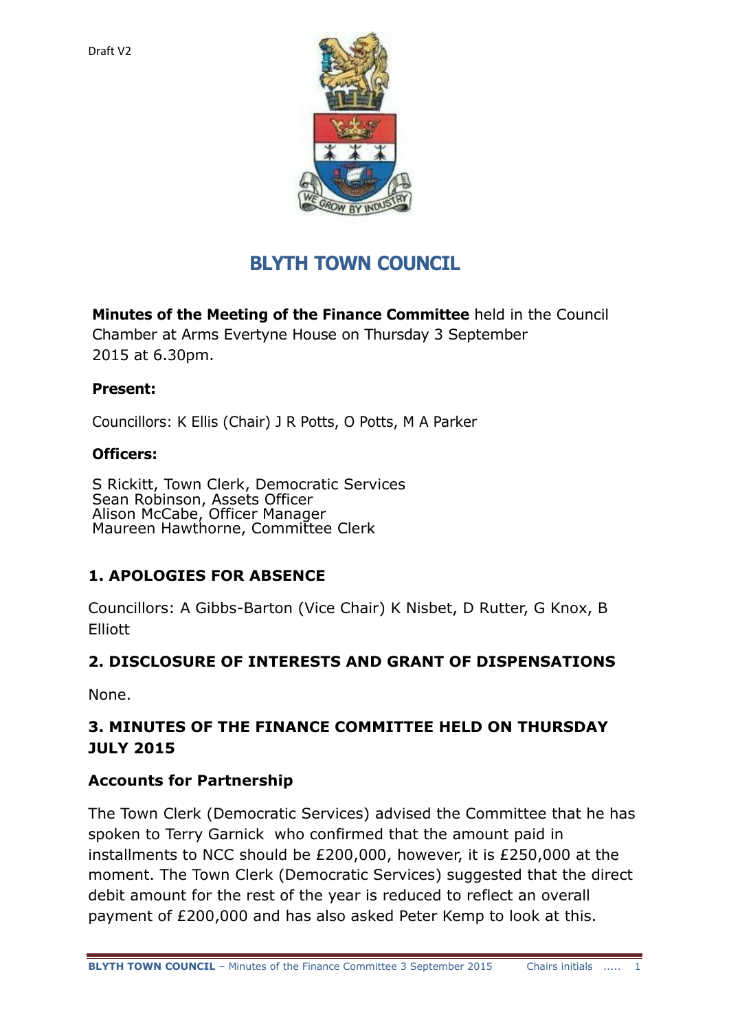Draft V2

# BLYTH TOWN COUNCIL

**Minutes of the Meeting of the Finance Committee** held in the Council Chamber at Arms Evertyne House on Thursday 3 September 2015 at 6.30pm.

**Present:**

Councillors: K Ellis (Chair) J R Potts, O Potts, M A Parker

**Officers:**

S Rickitt, Town Clerk, Democratic Services
Sean Robinson, Assets Officer
Alison McCabe, Officer Manager
Maureen Hawthorne, Committee Clerk

## 1. APOLOGIES FOR ABSENCE

Councillors: A Gibbs-Barton (Vice Chair) K Nisbet, D Rutter, G Knox, B Elliott

## 2. DISCLOSURE OF INTERESTS AND GRANT OF DISPENSATIONS

None.

## 3. MINUTES OF THE FINANCE COMMITTEE HELD ON THURSDAY JULY 2015

### Accounts for Partnership

The Town Clerk (Democratic Services) advised the Committee that he has spoken to Terry Garnick who confirmed that the amount paid in installments to NCC should be £200,000, however, it is £250,000 at the moment. The Town Clerk (Democratic Services) suggested that the direct debit amount for the rest of the year is reduced to reflect an overall payment of £200,000 and has also asked Peter Kemp to look at this.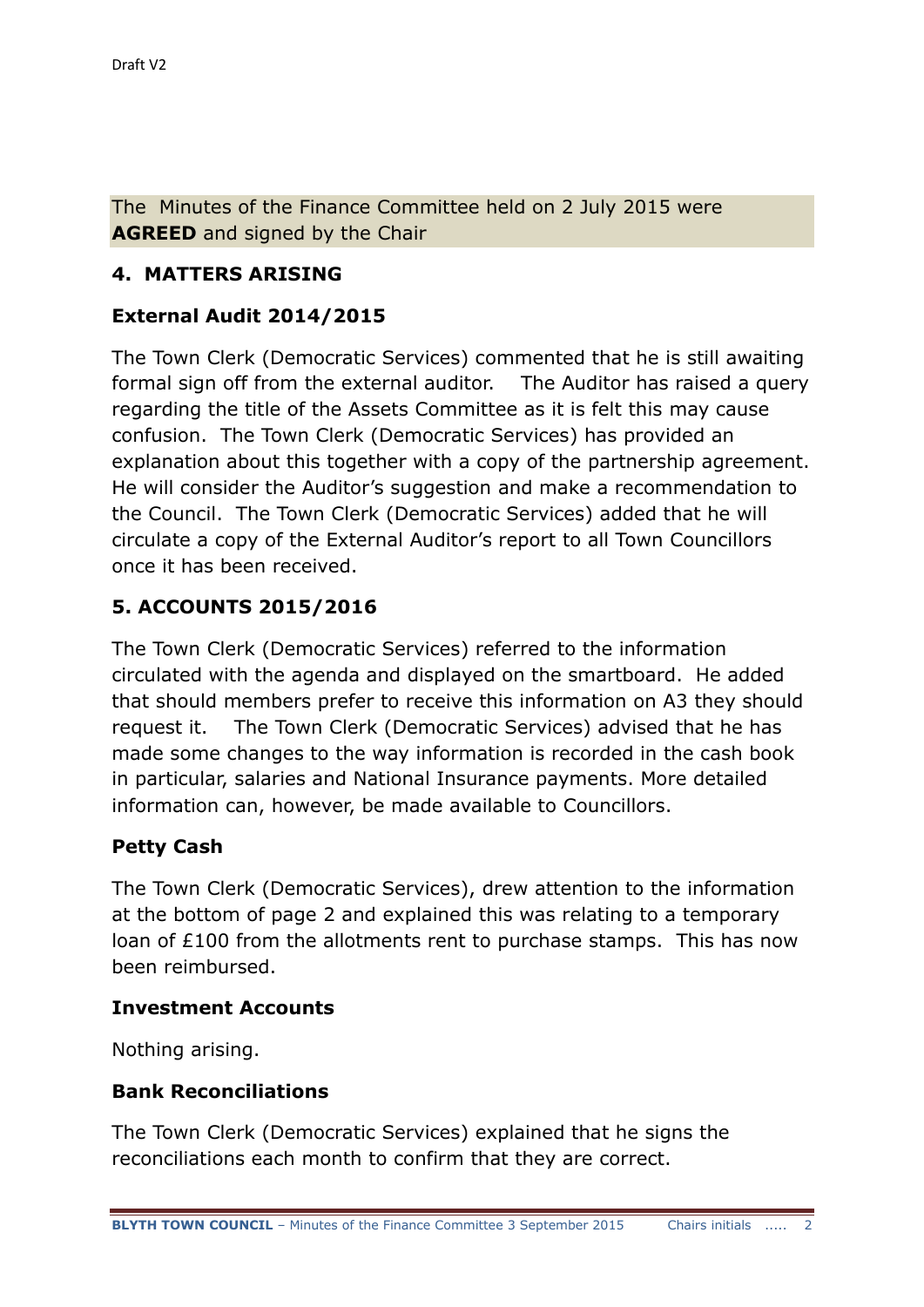The Minutes of the Finance Committee held on 2 July 2015 were **AGREED** and signed by the Chair

## 4. MATTERS ARISING

### External Audit 2014/2015

The Town Clerk (Democratic Services) commented that he is still awaiting formal sign off from the external auditor. The Auditor has raised a query regarding the title of the Assets Committee as it is felt this may cause confusion. The Town Clerk (Democratic Services) has provided an explanation about this together with a copy of the partnership agreement. He will consider the Auditor's suggestion and make a recommendation to the Council. The Town Clerk (Democratic Services) added that he will circulate a copy of the External Auditor's report to all Town Councillors once it has been received.

## 5. ACCOUNTS 2015/2016

The Town Clerk (Democratic Services) referred to the information circulated with the agenda and displayed on the smartboard. He added that should members prefer to receive this information on A3 they should request it. The Town Clerk (Democratic Services) advised that he has made some changes to the way information is recorded in the cash book in particular, salaries and National Insurance payments. More detailed information can, however, be made available to Councillors.

### Petty Cash

The Town Clerk (Democratic Services), drew attention to the information at the bottom of page 2 and explained this was relating to a temporary loan of £100 from the allotments rent to purchase stamps. This has now been reimbursed.

### Investment Accounts

Nothing arising.

### Bank Reconciliations

The Town Clerk (Democratic Services) explained that he signs the reconciliations each month to confirm that they are correct.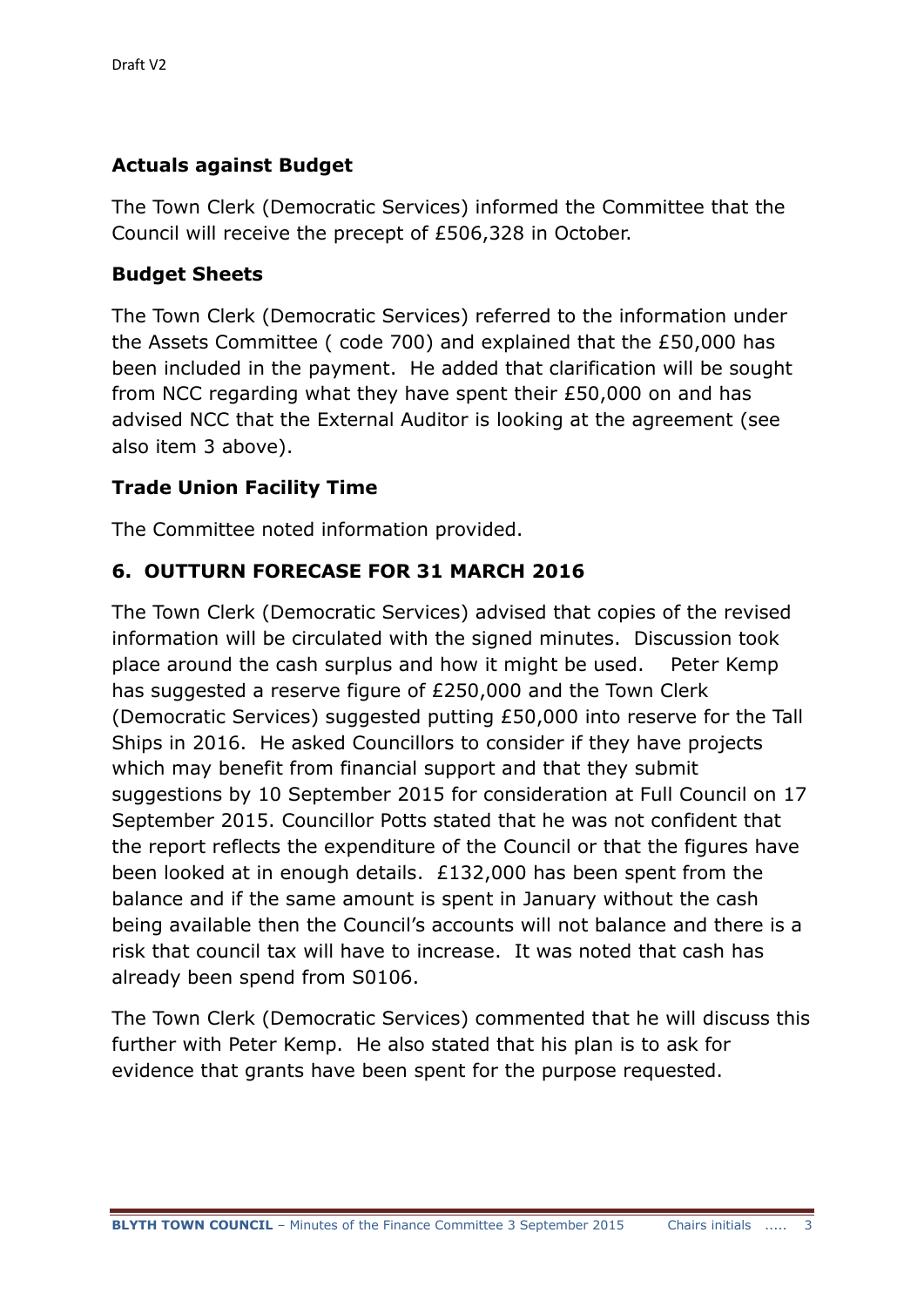**Actuals against Budget**

The Town Clerk (Democratic Services) informed the Committee that the Council will receive the precept of £506,328 in October.

**Budget Sheets**

The Town Clerk (Democratic Services) referred to the information under the Assets Committee ( code 700) and explained that the £50,000 has been included in the payment. He added that clarification will be sought from NCC regarding what they have spent their £50,000 on and has advised NCC that the External Auditor is looking at the agreement (see also item 3 above).

**Trade Union Facility Time**

The Committee noted information provided.

**6. OUTTURN FORECASE FOR 31 MARCH 2016**

The Town Clerk (Democratic Services) advised that copies of the revised information will be circulated with the signed minutes. Discussion took place around the cash surplus and how it might be used. Peter Kemp has suggested a reserve figure of £250,000 and the Town Clerk (Democratic Services) suggested putting £50,000 into reserve for the Tall Ships in 2016. He asked Councillors to consider if they have projects which may benefit from financial support and that they submit suggestions by 10 September 2015 for consideration at Full Council on 17 September 2015. Councillor Potts stated that he was not confident that the report reflects the expenditure of the Council or that the figures have been looked at in enough details. £132,000 has been spent from the balance and if the same amount is spent in January without the cash being available then the Council's accounts will not balance and there is a risk that council tax will have to increase. It was noted that cash has already been spend from S0106.

The Town Clerk (Democratic Services) commented that he will discuss this further with Peter Kemp. He also stated that his plan is to ask for evidence that grants have been spent for the purpose requested.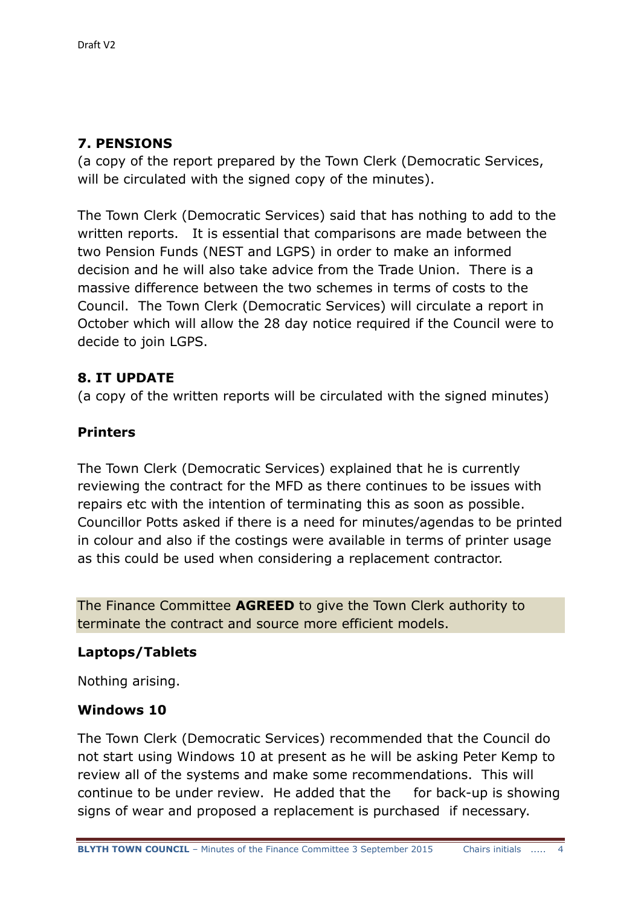Draft V2

## 7. PENSIONS

(a copy of the report prepared by the Town Clerk (Democratic Services, will be circulated with the signed copy of the minutes).

The Town Clerk (Democratic Services) said that has nothing to add to the written reports. It is essential that comparisons are made between the two Pension Funds (NEST and LGPS) in order to make an informed decision and he will also take advice from the Trade Union. There is a massive difference between the two schemes in terms of costs to the Council. The Town Clerk (Democratic Services) will circulate a report in October which will allow the 28 day notice required if the Council were to decide to join LGPS.

## 8. IT UPDATE

(a copy of the written reports will be circulated with the signed minutes)

### Printers

The Town Clerk (Democratic Services) explained that he is currently reviewing the contract for the MFD as there continues to be issues with repairs etc with the intention of terminating this as soon as possible. Councillor Potts asked if there is a need for minutes/agendas to be printed in colour and also if the costings were available in terms of printer usage as this could be used when considering a replacement contractor.

The Finance Committee **AGREED** to give the Town Clerk authority to terminate the contract and source more efficient models.

### Laptops/Tablets

Nothing arising.

### Windows 10

The Town Clerk (Democratic Services) recommended that the Council do not start using Windows 10 at present as he will be asking Peter Kemp to review all of the systems and make some recommendations. This will continue to be under review. He added that the for back-up is showing signs of wear and proposed a replacement is purchased if necessary.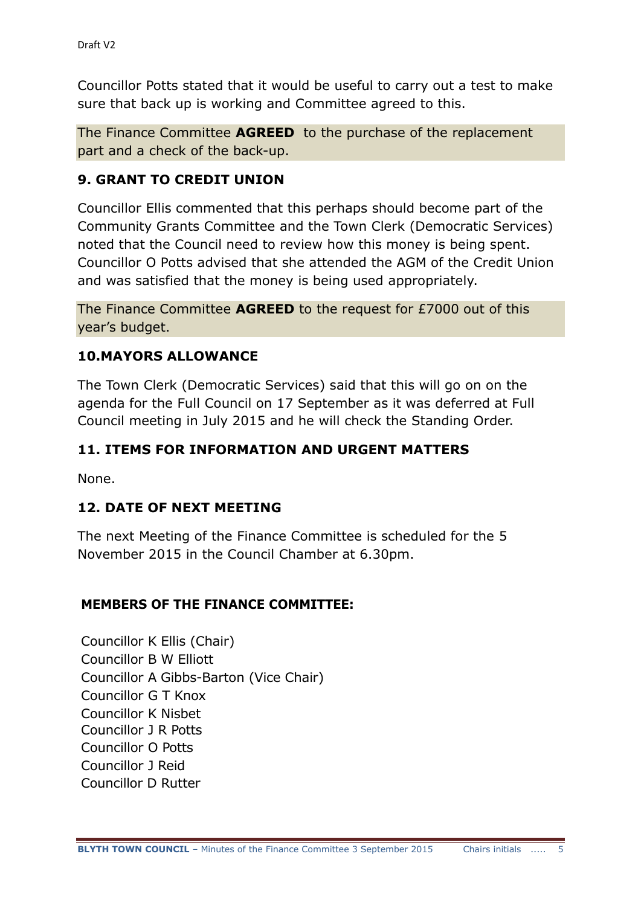Councillor Potts stated that it would be useful to carry out a test to make sure that back up is working and Committee agreed to this.

The Finance Committee **AGREED** to the purchase of the replacement part and a check of the back-up.

## 9. GRANT TO CREDIT UNION

Councillor Ellis commented that this perhaps should become part of the Community Grants Committee and the Town Clerk (Democratic Services) noted that the Council need to review how this money is being spent. Councillor O Potts advised that she attended the AGM of the Credit Union and was satisfied that the money is being used appropriately.

The Finance Committee **AGREED** to the request for £7000 out of this year's budget.

## 10.MAYORS ALLOWANCE

The Town Clerk (Democratic Services) said that this will go on on the agenda for the Full Council on 17 September as it was deferred at Full Council meeting in July 2015 and he will check the Standing Order.

## 11. ITEMS FOR INFORMATION AND URGENT MATTERS

None.

## 12. DATE OF NEXT MEETING

The next Meeting of the Finance Committee is scheduled for the 5 November 2015 in the Council Chamber at 6.30pm.

**MEMBERS OF THE FINANCE COMMITTEE:**

Councillor K Ellis (Chair)
Councillor B W Elliott
Councillor A Gibbs-Barton (Vice Chair)
Councillor G T Knox
Councillor K Nisbet
Councillor J R Potts
Councillor O Potts
Councillor J Reid
Councillor D Rutter